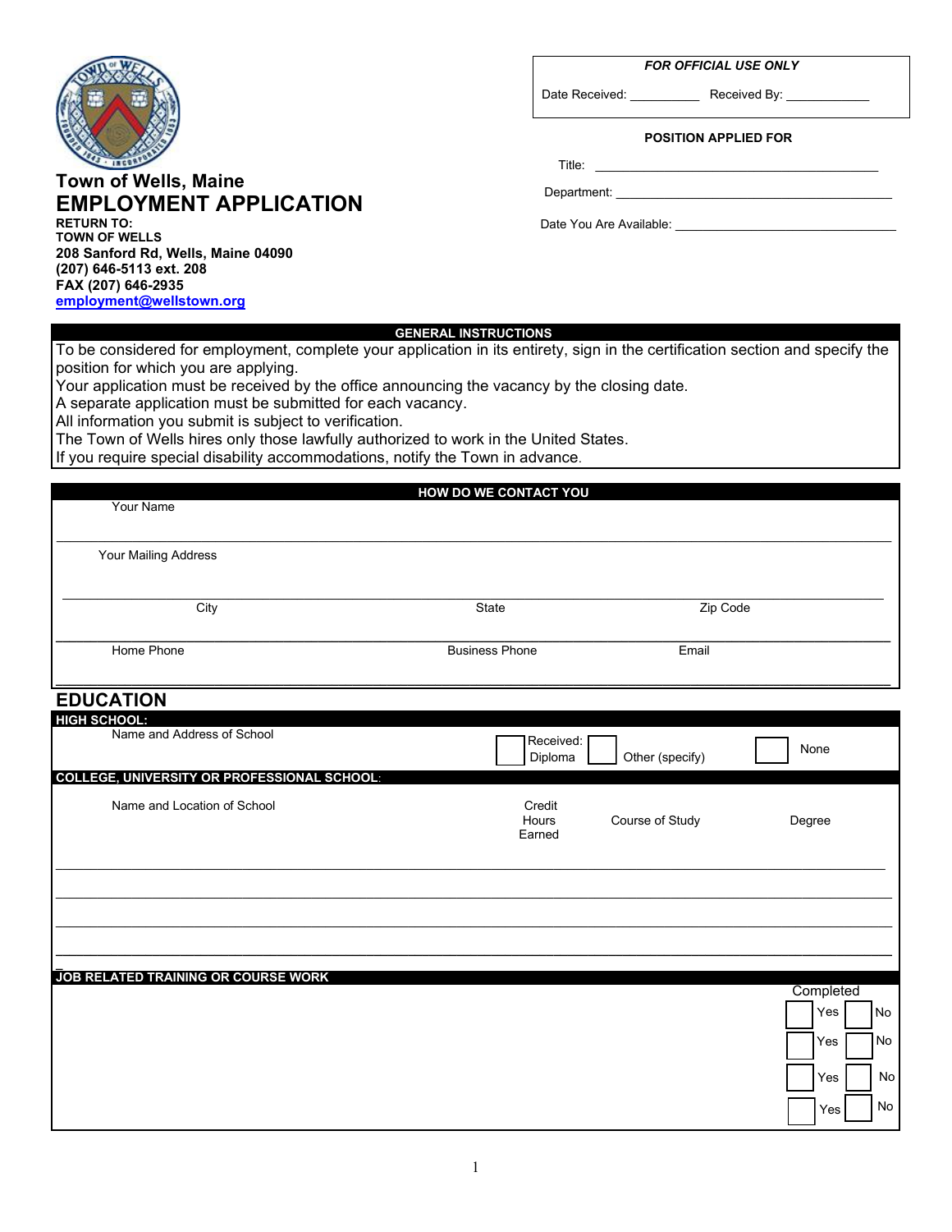**FOR OFFICIAL USE ONLY**

Date Received: __________ Received By: ____________

**POSITION APPLIED FOR**

Title: ________________________________________

Department: ________________________________________

Date You Are Available: ________________________________________

## Town of Wells, Maine

# EMPLOYMENT APPLICATION

**RETURN TO:**
**TOWN OF WELLS**
**208 Sanford Rd, Wells, Maine 04090**
**(207) 646-5113 ext. 208**
**FAX (207) 646-2935**
**employment@wellstown.org**

### GENERAL INSTRUCTIONS

To be considered for employment, complete your application in its entirety, sign in the certification section and specify the position for which you are applying.
Your application must be received by the office announcing the vacancy by the closing date.
A separate application must be submitted for each vacancy.
All information you submit is subject to verification.
The Town of Wells hires only those lawfully authorized to work in the United States.
If you require special disability accommodations, notify the Town in advance.

### HOW DO WE CONTACT YOU

Your Name

______________________________________________________________________

Your Mailing Address

______________________________________________________________________

| City | State | Zip Code |
|---|---|---|
| | | |

| Home Phone | Business Phone | Email |
|---|---|---|
| | | |

## EDUCATION

### HIGH SCHOOL:

| Name and Address of School | Received: ☐ Diploma | ☐ Other (specify) | ☐ None |
|---|---|---|---|
| | | | |

### COLLEGE, UNIVERSITY OR PROFESSIONAL SCHOOL:

| Name and Location of School | Credit Hours Earned | Course of Study | Degree |
|---|---|---|---|
| | | | |
| | | | |
| | | | |
| | | | |

### JOB RELATED TRAINING OR COURSE WORK

| | Completed | |
|---|---|---|
| | ☐ Yes | ☐ No |
| | ☐ Yes | ☐ No |
| | ☐ Yes | ☐ No |
| | ☐ Yes | ☐ No |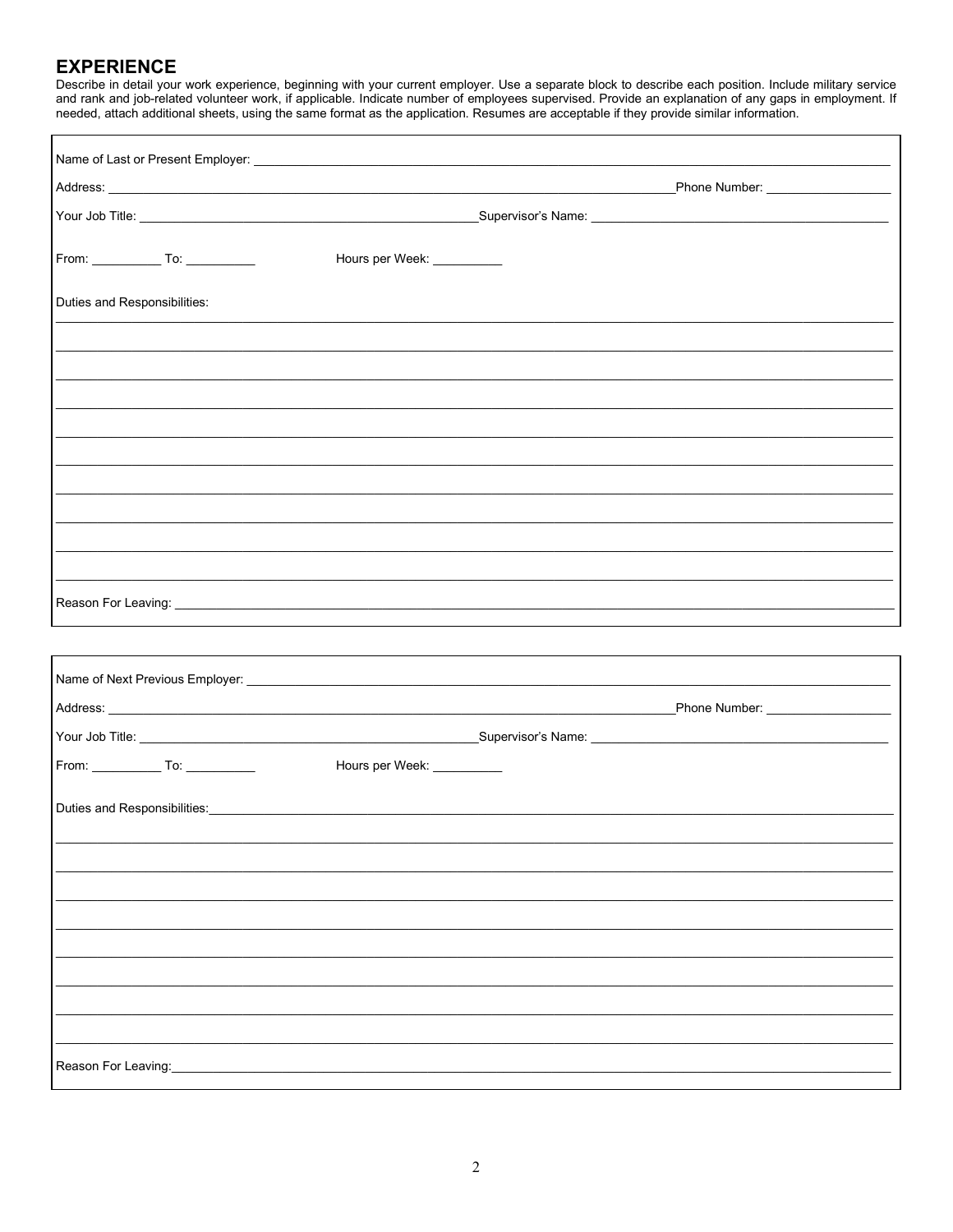## EXPERIENCE

Describe in detail your work experience, beginning with your current employer. Use a separate block to describe each position. Include military service and rank and job-related volunteer work, if applicable. Indicate number of employees supervised. Provide an explanation of any gaps in employment. If needed, attach additional sheets, using the same format as the application. Resumes are acceptable if they provide similar information.

Name of Last or Present Employer: ____________________________________________

Address: ____________________________________________ Phone Number: ________________

Your Job Title: ______________________________ Supervisor's Name: ______________________________

From: __________ To: __________ Hours per Week: __________

Duties and Responsibilities:

____________________________________________________________________________

____________________________________________________________________________

____________________________________________________________________________

____________________________________________________________________________

____________________________________________________________________________

____________________________________________________________________________

____________________________________________________________________________

____________________________________________________________________________

____________________________________________________________________________

____________________________________________________________________________

Reason For Leaving: ____________________________________________

---

Name of Next Previous Employer: ____________________________________________

Address: ____________________________________________ Phone Number: ________________

Your Job Title: ______________________________ Supervisor's Name: ______________________________

From: __________ To: __________ Hours per Week: __________

Duties and Responsibilities: ____________________________________________

____________________________________________________________________________

____________________________________________________________________________

____________________________________________________________________________

____________________________________________________________________________

____________________________________________________________________________

____________________________________________________________________________

____________________________________________________________________________

____________________________________________________________________________

Reason For Leaving: ____________________________________________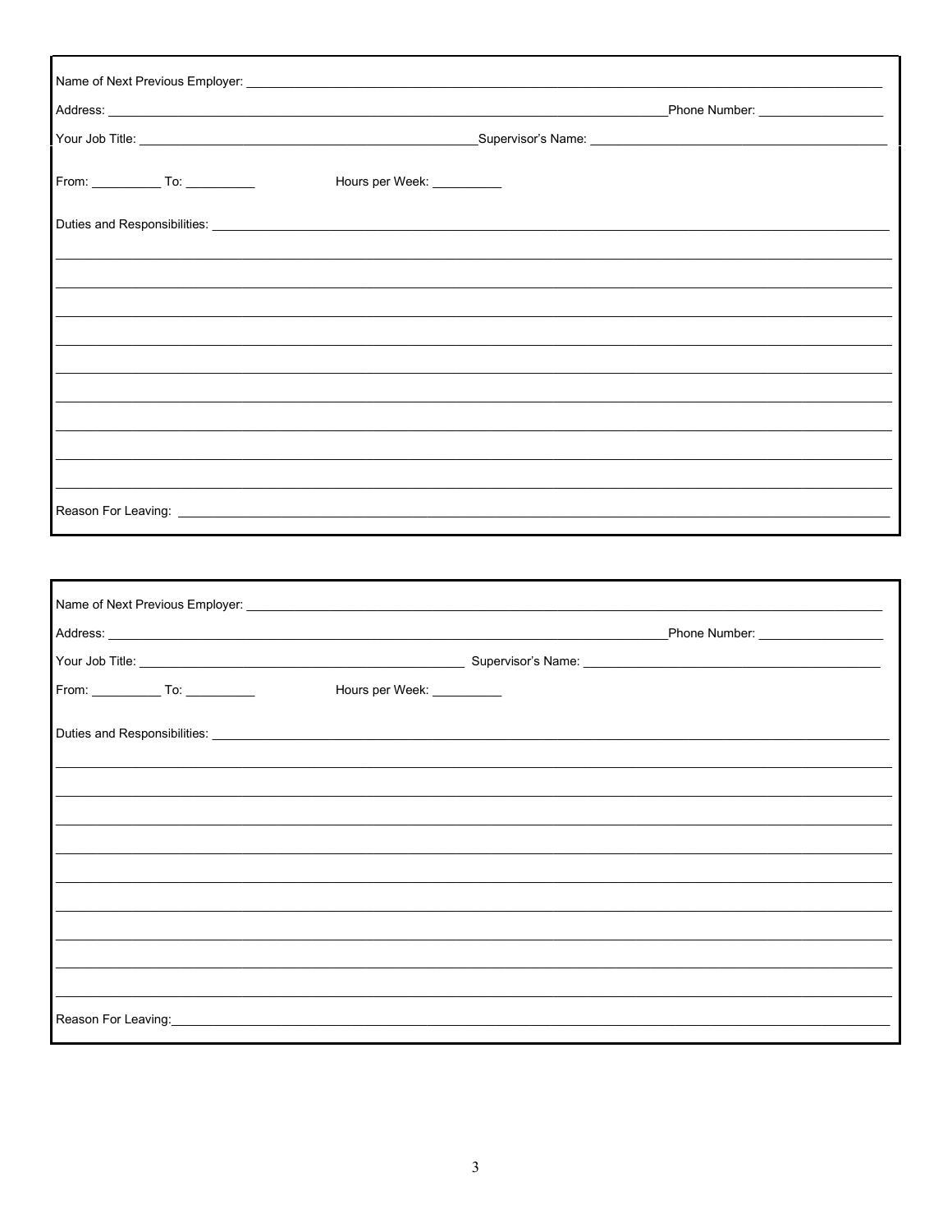Name of Next Previous Employer: ______________________________________________

Address: ______________________________________________ Phone Number: ______________

Your Job Title: ______________________________ Supervisor's Name: ______________________________

From: __________ To: __________ Hours per Week: __________

Duties and Responsibilities: ______________________________________________

______________________________________________

______________________________________________

______________________________________________

______________________________________________

______________________________________________

______________________________________________

______________________________________________

______________________________________________

Reason For Leaving: ______________________________________________

---

Name of Next Previous Employer: ______________________________________________

Address: ______________________________________________ Phone Number: ______________

Your Job Title: ______________________________ Supervisor's Name: ______________________________

From: __________ To: __________ Hours per Week: __________

Duties and Responsibilities: ______________________________________________

______________________________________________

______________________________________________

______________________________________________

______________________________________________

______________________________________________

______________________________________________

______________________________________________

______________________________________________

Reason For Leaving: ______________________________________________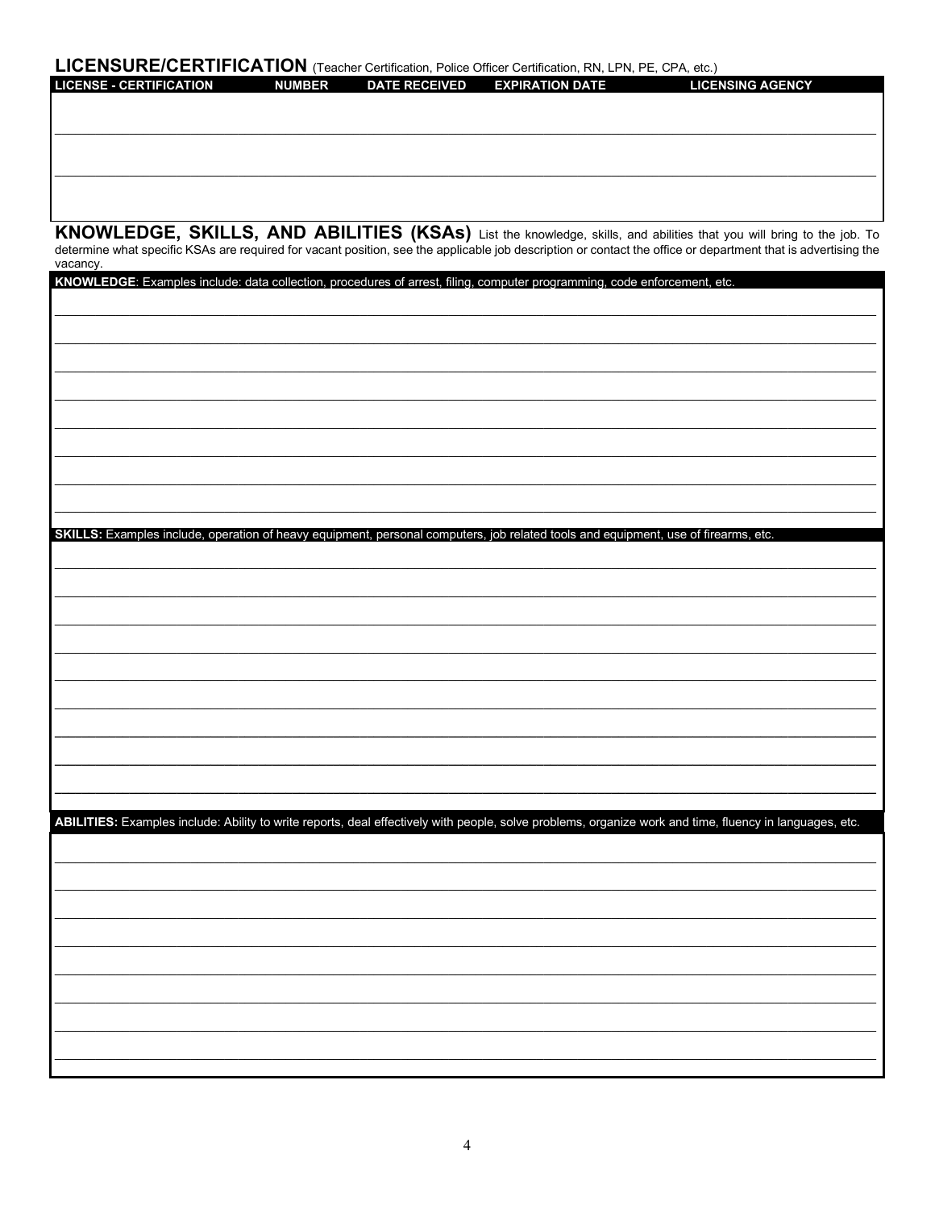## LICENSURE/CERTIFICATION (Teacher Certification, Police Officer Certification, RN, LPN, PE, CPA, etc.)

| LICENSE - CERTIFICATION | NUMBER | DATE RECEIVED | EXPIRATION DATE | LICENSING AGENCY |
|---|---|---|---|---|
| | | | | |
| | | | | |
| | | | | |

## KNOWLEDGE, SKILLS, AND ABILITIES (KSAs)

List the knowledge, skills, and abilities that you will bring to the job. To determine what specific KSAs are required for vacant position, see the applicable job description or contact the office or department that is advertising the vacancy.

**KNOWLEDGE**: Examples include: data collection, procedures of arrest, filing, computer programming, code enforcement, etc.

**SKILLS:** Examples include, operation of heavy equipment, personal computers, job related tools and equipment, use of firearms, etc.

**ABILITIES:** Examples include: Ability to write reports, deal effectively with people, solve problems, organize work and time, fluency in languages, etc.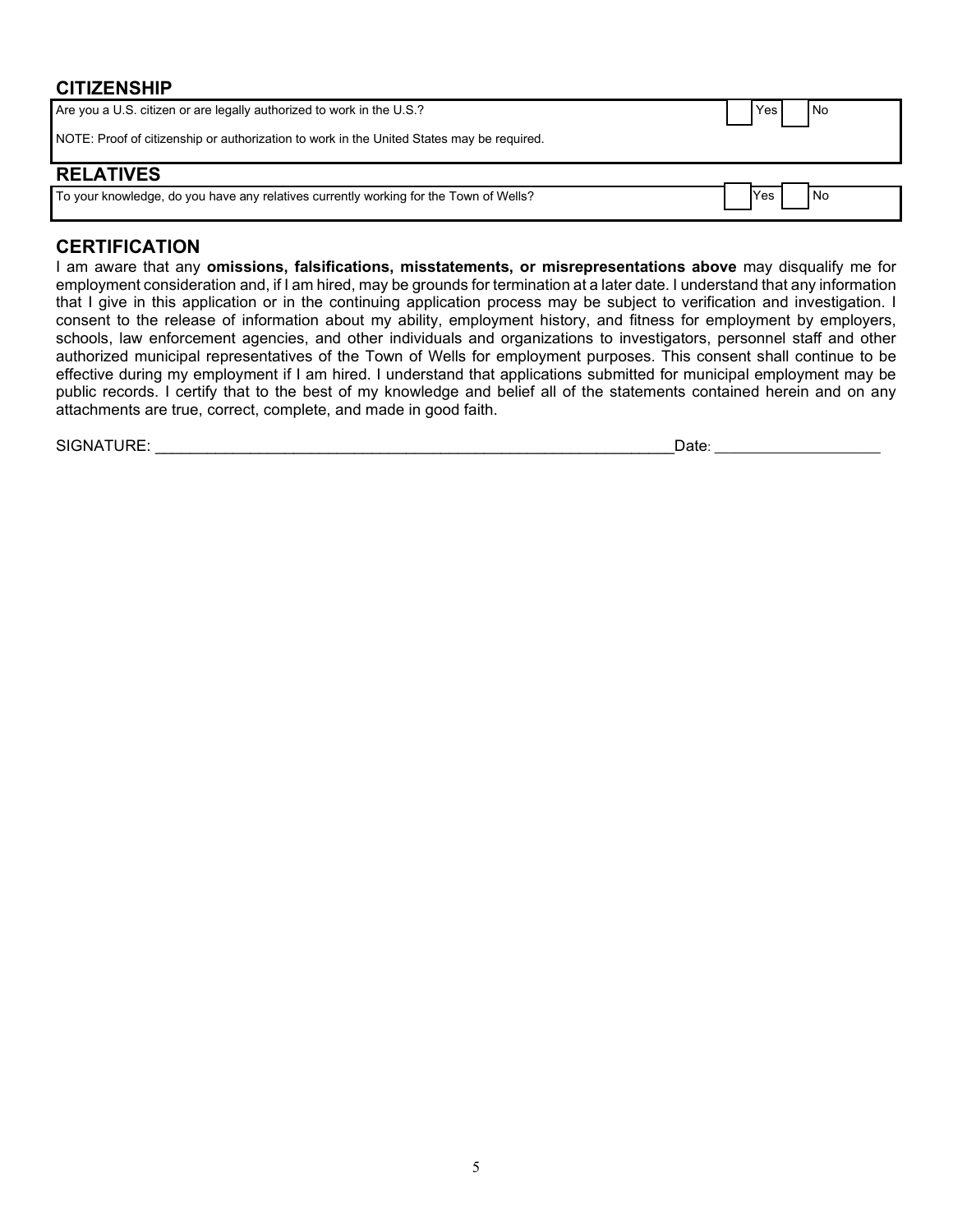## CITIZENSHIP

| | | |
|---|---|---|
| Are you a U.S. citizen or are legally authorized to work in the U.S.? | ☐ Yes | ☐ No |
| NOTE: Proof of citizenship or authorization to work in the United States may be required. | | |

## RELATIVES

| | | |
|---|---|---|
| To your knowledge, do you have any relatives currently working for the Town of Wells? | ☐ Yes | ☐ No |

## CERTIFICATION

I am aware that any **omissions, falsifications, misstatements, or misrepresentations above** may disqualify me for employment consideration and, if I am hired, may be grounds for termination at a later date. I understand that any information that I give in this application or in the continuing application process may be subject to verification and investigation. I consent to the release of information about my ability, employment history, and fitness for employment by employers, schools, law enforcement agencies, and other individuals and organizations to investigators, personnel staff and other authorized municipal representatives of the Town of Wells for employment purposes. This consent shall continue to be effective during my employment if I am hired. I understand that applications submitted for municipal employment may be public records. I certify that to the best of my knowledge and belief all of the statements contained herein and on any attachments are true, correct, complete, and made in good faith.

SIGNATURE: ____________________________________________________________ Date: ___________________